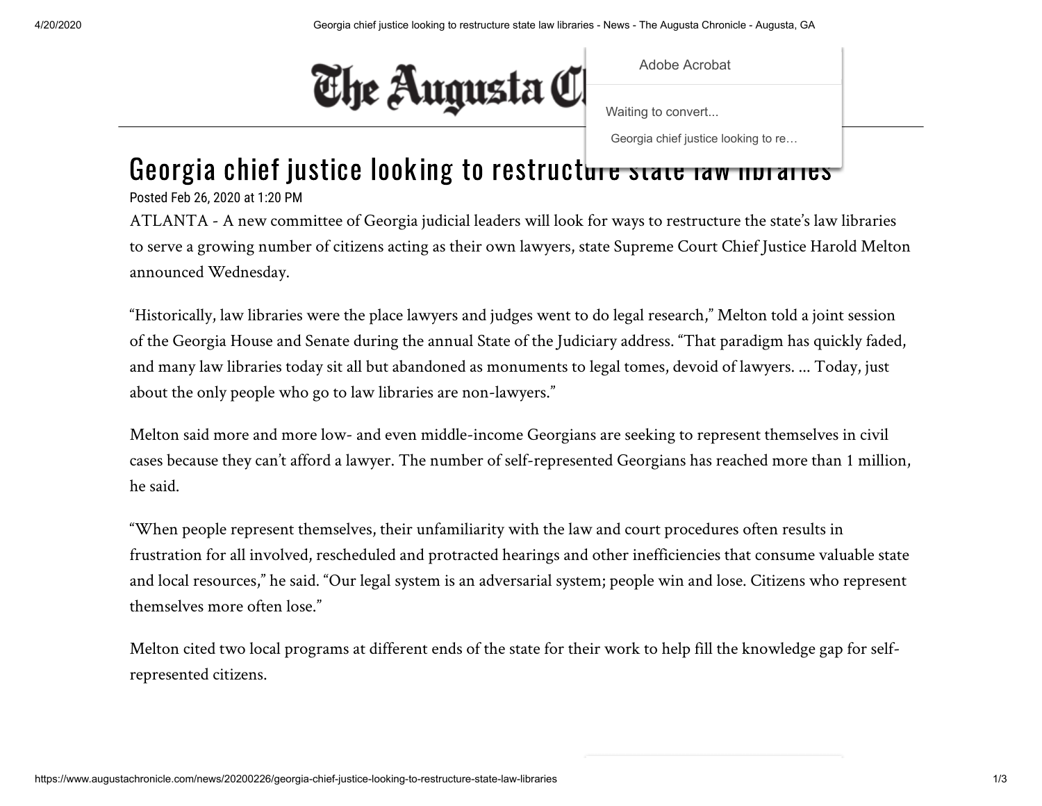# Georgia chief justice looking to restructure state law libraries

Posted Feb 26, 2020 at 1:20 PM

ATLANTA - A new committee of Georgia judicial leaders will look for ways to restructure the state's law libraries to serve a growing number of citizens acting as their own lawyers, state Supreme Court Chief Justice Harold Melton announced Wednesday.

"Historically, law libraries were the place lawyers and judges went to do legal research," Melton told a joint session of the Georgia House and Senate during the annual State of the Judiciary address. "That paradigm has quickly faded, and many law libraries today sit all but abandoned as monuments to legal tomes, devoid of lawyers. ... Today, just about the only people who go to law libraries are non-lawyers."

Melton said more and more low- and even middle-income Georgians are seeking to represent themselves in civil cases because they can't afford a lawyer. The number of self-represented Georgians has reached more than 1 million, he said.

"When people represent themselves, their unfamiliarity with the law and court procedures often results in frustration for all involved, rescheduled and protracted hearings and other inefficiencies that consume valuable state and local resources," he said. "Our legal system is an adversarial system; people win and lose. Citizens who represent themselves more often lose."

Melton cited two local programs at different ends of the state for their work to help fill the knowledge gap for self-represented citizens.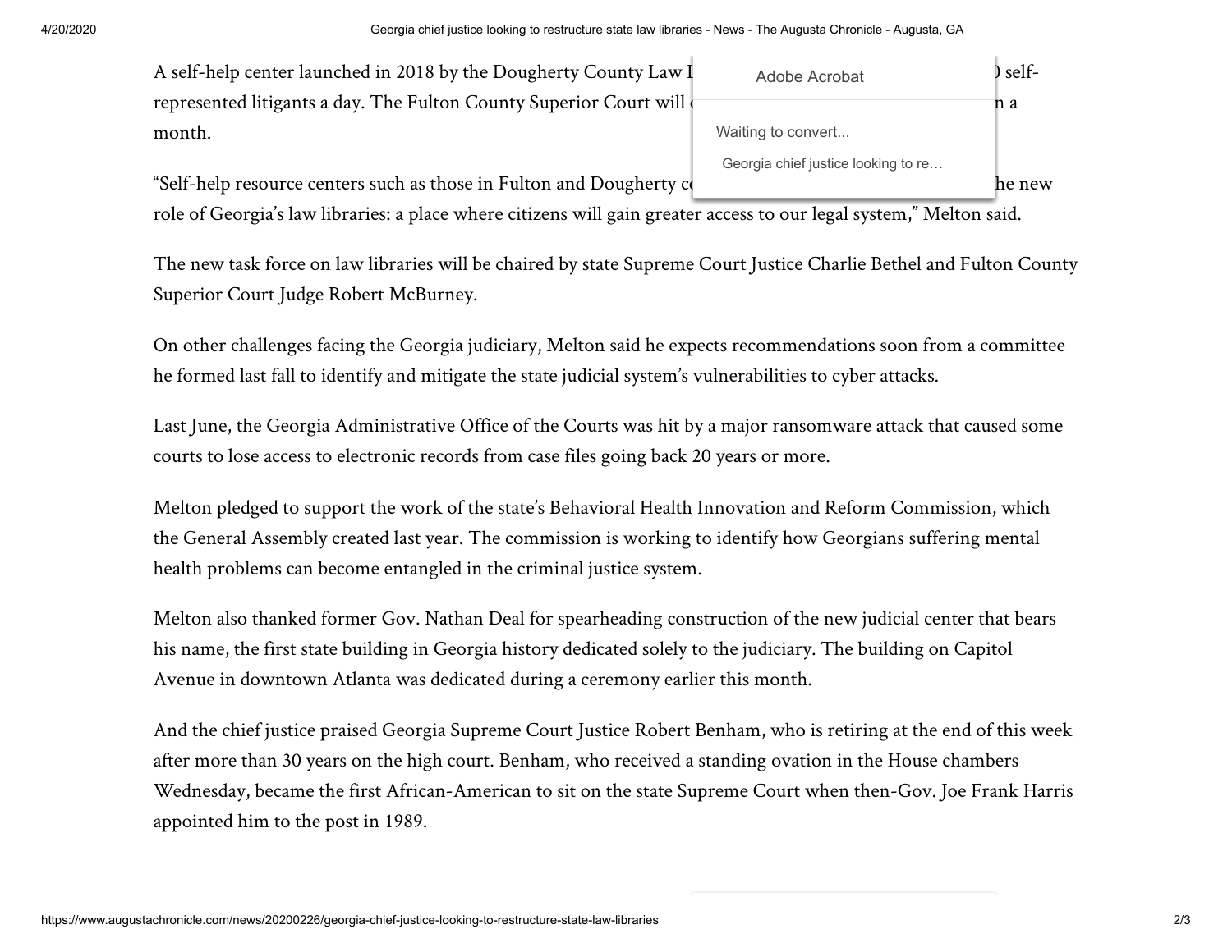A self-help center launched in 2018 by the Dougherty County Law L ) self-represented litigants a day. The Fulton County Superior Court will n a month.

"Self-help resource centers such as those in Fulton and Dougherty co he new role of Georgia's law libraries: a place where citizens will gain greater access to our legal system," Melton said.

The new task force on law libraries will be chaired by state Supreme Court Justice Charlie Bethel and Fulton County Superior Court Judge Robert McBurney.

On other challenges facing the Georgia judiciary, Melton said he expects recommendations soon from a committee he formed last fall to identify and mitigate the state judicial system's vulnerabilities to cyber attacks.

Last June, the Georgia Administrative Office of the Courts was hit by a major ransomware attack that caused some courts to lose access to electronic records from case files going back 20 years or more.

Melton pledged to support the work of the state's Behavioral Health Innovation and Reform Commission, which the General Assembly created last year. The commission is working to identify how Georgians suffering mental health problems can become entangled in the criminal justice system.

Melton also thanked former Gov. Nathan Deal for spearheading construction of the new judicial center that bears his name, the first state building in Georgia history dedicated solely to the judiciary. The building on Capitol Avenue in downtown Atlanta was dedicated during a ceremony earlier this month.

And the chief justice praised Georgia Supreme Court Justice Robert Benham, who is retiring at the end of this week after more than 30 years on the high court. Benham, who received a standing ovation in the House chambers Wednesday, became the first African-American to sit on the state Supreme Court when then-Gov. Joe Frank Harris appointed him to the post in 1989.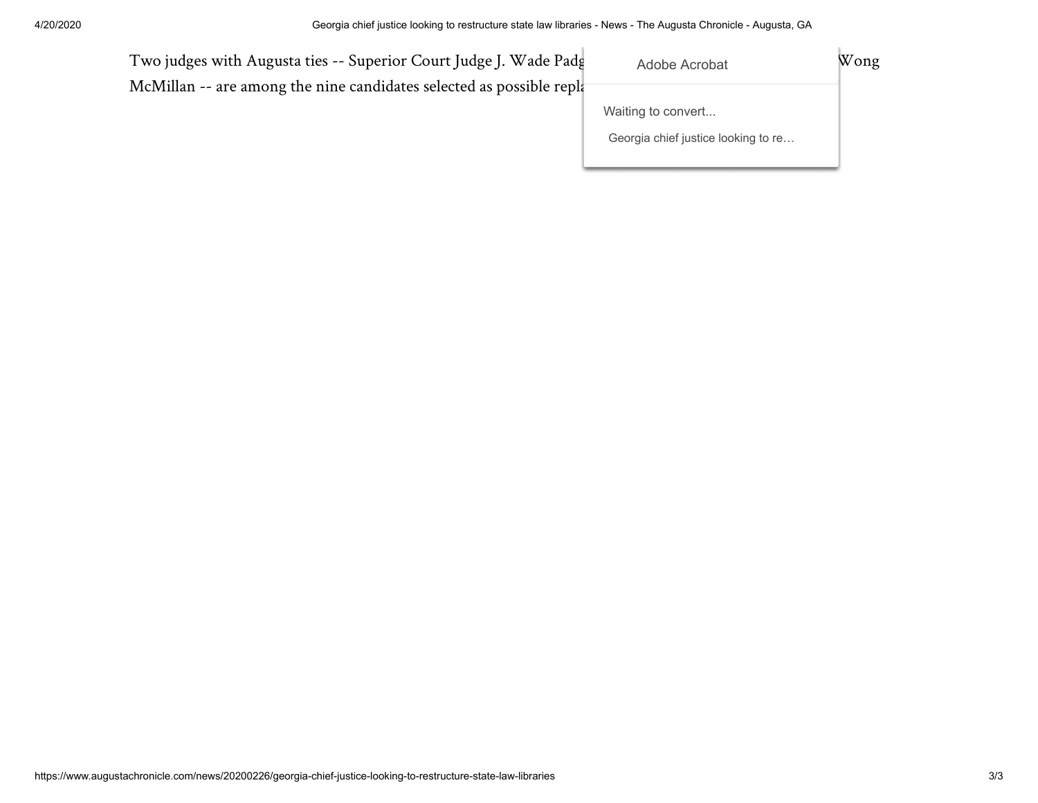Two judges with Augusta ties -- Superior Court Judge J. Wade Padg Wong McMillan -- are among the nine candidates selected as possible repl